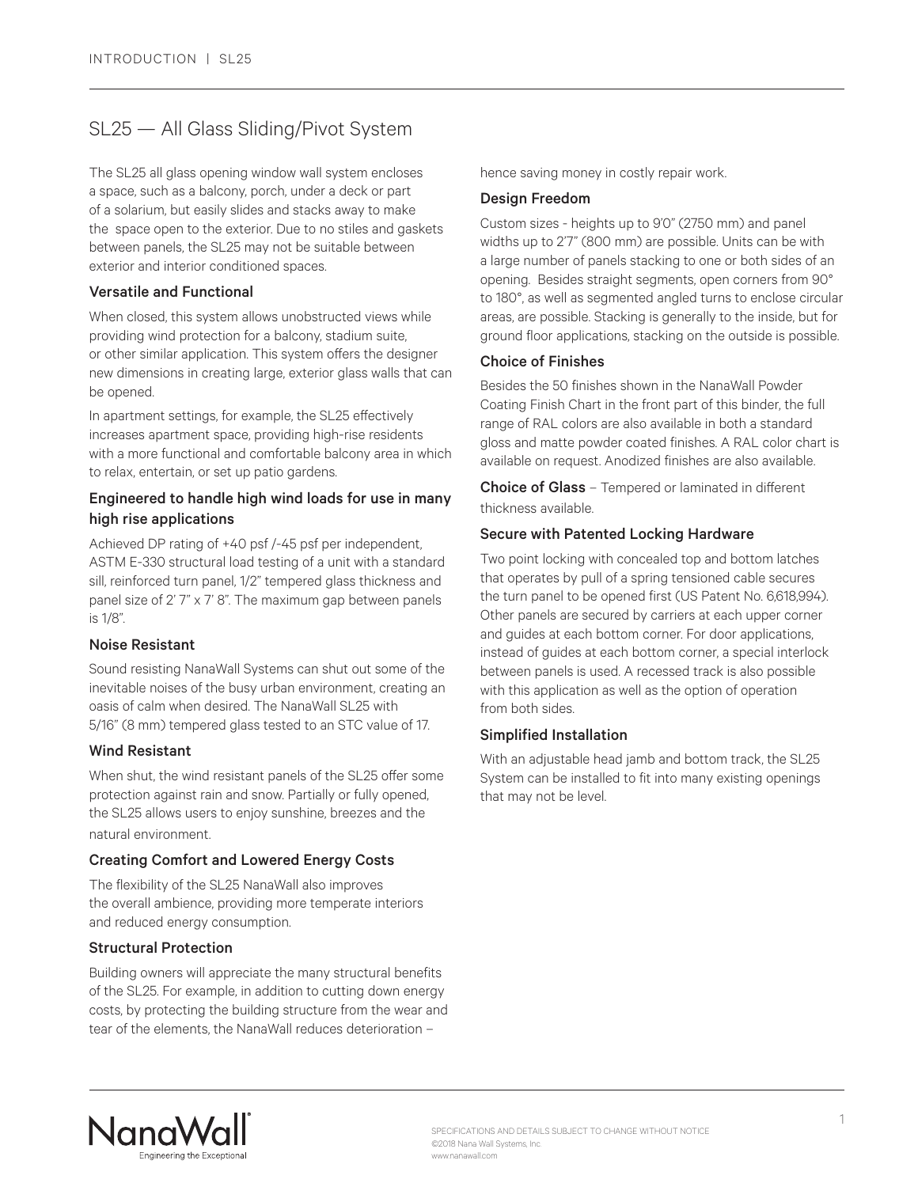# SL25 — All Glass Sliding/Pivot System

The SL25 all glass opening window wall system encloses a space, such as a balcony, porch, under a deck or part of a solarium, but easily slides and stacks away to make the space open to the exterior. Due to no stiles and gaskets between panels, the SL25 may not be suitable between exterior and interior conditioned spaces.

### Versatile and Functional

When closed, this system allows unobstructed views while providing wind protection for a balcony, stadium suite, or other similar application. This system offers the designer new dimensions in creating large, exterior glass walls that can be opened.

In apartment settings, for example, the SL25 effectively increases apartment space, providing high-rise residents with a more functional and comfortable balcony area in which to relax, entertain, or set up patio gardens.

### Engineered to handle high wind loads for use in many high rise applications

Achieved DP rating of +40 psf /-45 psf per independent, ASTM E-330 structural load testing of a unit with a standard sill, reinforced turn panel, 1/2" tempered glass thickness and panel size of 2' 7" x 7' 8". The maximum gap between panels is 1/8".

### Noise Resistant

Sound resisting NanaWall Systems can shut out some of the inevitable noises of the busy urban environment, creating an oasis of calm when desired. The NanaWall SL25 with 5/16" (8 mm) tempered glass tested to an STC value of 17.

### Wind Resistant

When shut, the wind resistant panels of the SL25 offer some protection against rain and snow. Partially or fully opened, the SL25 allows users to enjoy sunshine, breezes and the natural environment.

### Creating Comfort and Lowered Energy Costs

The flexibility of the SL25 NanaWall also improves the overall ambience, providing more temperate interiors and reduced energy consumption.

### Structural Protection

Building owners will appreciate the many structural benefits of the SL25. For example, in addition to cutting down energy costs, by protecting the building structure from the wear and tear of the elements, the NanaWall reduces deterioration – hence saving money in costly repair work.

### Design Freedom

Custom sizes - heights up to 9'0" (2750 mm) and panel widths up to 2'7" (800 mm) are possible. Units can be with a large number of panels stacking to one or both sides of an opening. Besides straight segments, open corners from 90° to 180°, as well as segmented angled turns to enclose circular areas, are possible. Stacking is generally to the inside, but for ground floor applications, stacking on the outside is possible.

### Choice of Finishes

Besides the 50 finishes shown in the NanaWall Powder Coating Finish Chart in the front part of this binder, the full range of RAL colors are also available in both a standard gloss and matte powder coated finishes. A RAL color chart is available on request. Anodized finishes are also available.

**Choice of Glass** – Tempered or laminated in different thickness available.

### Secure with Patented Locking Hardware

Two point locking with concealed top and bottom latches that operates by pull of a spring tensioned cable secures the turn panel to be opened first (US Patent No. 6,618,994). Other panels are secured by carriers at each upper corner and guides at each bottom corner. For door applications, instead of guides at each bottom corner, a special interlock between panels is used. A recessed track is also possible with this application as well as the option of operation from both sides.

### Simplified Installation

With an adjustable head jamb and bottom track, the SL25 System can be installed to fit into many existing openings that may not be level.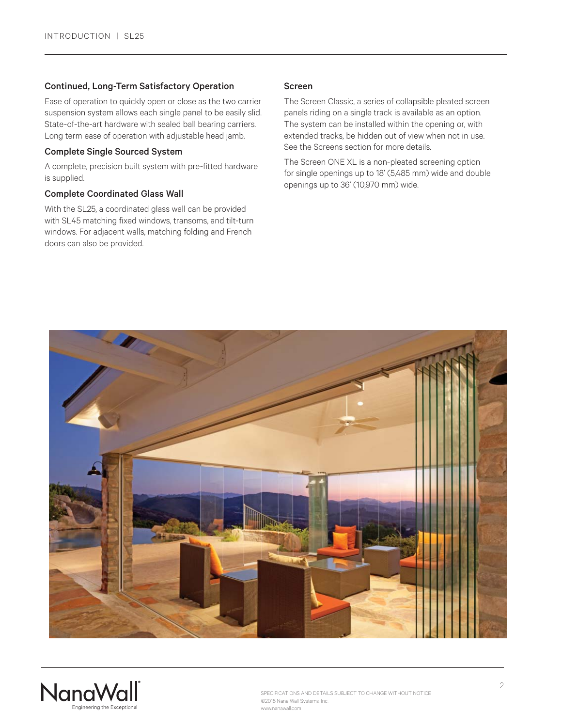### Continued, Long-Term Satisfactory Operation

Ease of operation to quickly open or close as the two carrier suspension system allows each single panel to be easily slid. State-of-the-art hardware with sealed ball bearing carriers. Long term ease of operation with adjustable head jamb.

### Complete Single Sourced System

A complete, precision built system with pre-fitted hardware is supplied.

### Complete Coordinated Glass Wall

With the SL25, a coordinated glass wall can be provided with SL45 matching fixed windows, transoms, and tilt-turn windows. For adjacent walls, matching folding and French doors can also be provided.

### Screen

The Screen Classic, a series of collapsible pleated screen panels riding on a single track is available as an option. The system can be installed within the opening or, with extended tracks, be hidden out of view when not in use. See the Screens section for more details.

The Screen ONE XL is a non-pleated screening option for single openings up to 18' (5,485 mm) wide and double openings up to 36' (10,970 mm) wide.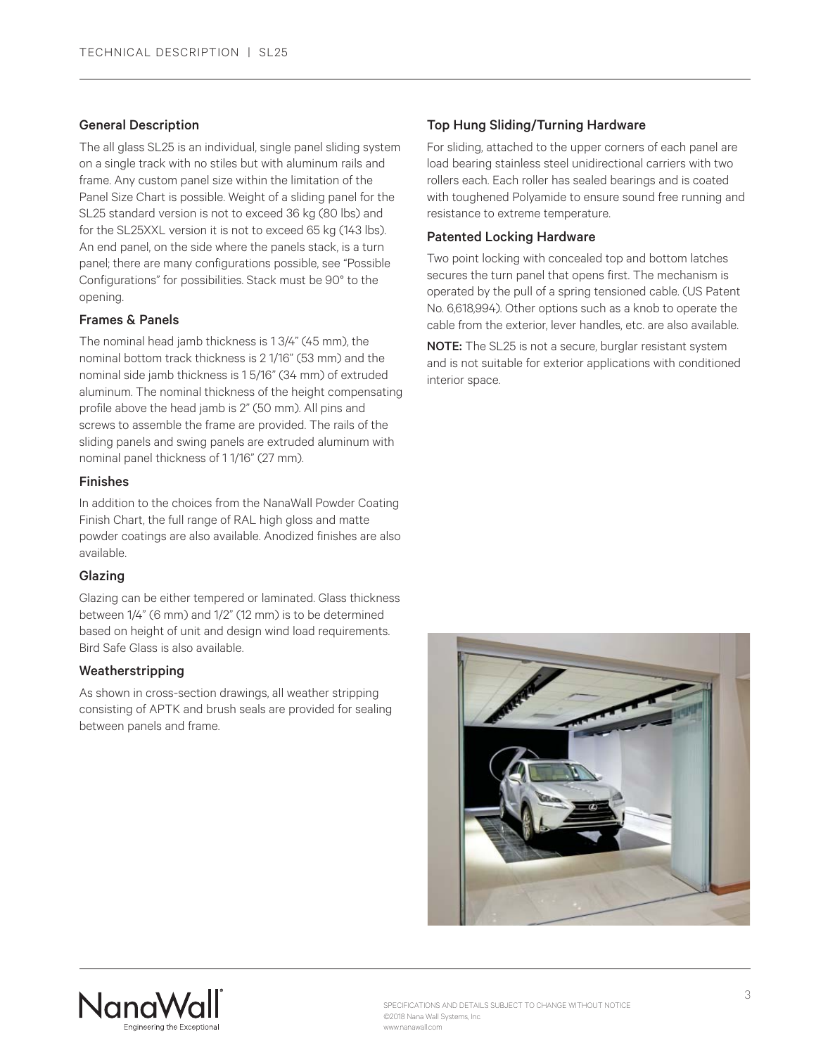### General Description

The all glass SL25 is an individual, single panel sliding system on a single track with no stiles but with aluminum rails and frame. Any custom panel size within the limitation of the Panel Size Chart is possible. Weight of a sliding panel for the SL25 standard version is not to exceed 36 kg (80 lbs) and for the SL25XXL version it is not to exceed 65 kg (143 lbs). An end panel, on the side where the panels stack, is a turn panel; there are many configurations possible, see "Possible Configurations" for possibilities. Stack must be 90° to the opening.

### Frames & Panels

The nominal head jamb thickness is 1 3/4" (45 mm), the nominal bottom track thickness is 2 1/16" (53 mm) and the nominal side jamb thickness is 1 5/16" (34 mm) of extruded aluminum. The nominal thickness of the height compensating profile above the head jamb is 2" (50 mm). All pins and screws to assemble the frame are provided. The rails of the sliding panels and swing panels are extruded aluminum with nominal panel thickness of 1 1/16" (27 mm).

### Finishes

In addition to the choices from the NanaWall Powder Coating Finish Chart, the full range of RAL high gloss and matte powder coatings are also available. Anodized finishes are also available.

### Glazing

Glazing can be either tempered or laminated. Glass thickness between 1/4" (6 mm) and 1/2" (12 mm) is to be determined based on height of unit and design wind load requirements. Bird Safe Glass is also available.

### Weatherstripping

As shown in cross-section drawings, all weather stripping consisting of APTK and brush seals are provided for sealing between panels and frame.

### Top Hung Sliding/Turning Hardware

For sliding, attached to the upper corners of each panel are load bearing stainless steel unidirectional carriers with two rollers each. Each roller has sealed bearings and is coated with toughened Polyamide to ensure sound free running and resistance to extreme temperature.

### Patented Locking Hardware

Two point locking with concealed top and bottom latches secures the turn panel that opens first. The mechanism is operated by the pull of a spring tensioned cable. (US Patent No. 6,618,994). Other options such as a knob to operate the cable from the exterior, lever handles, etc. are also available.

**NOTE:** The SL25 is not a secure, burglar resistant system and is not suitable for exterior applications with conditioned interior space.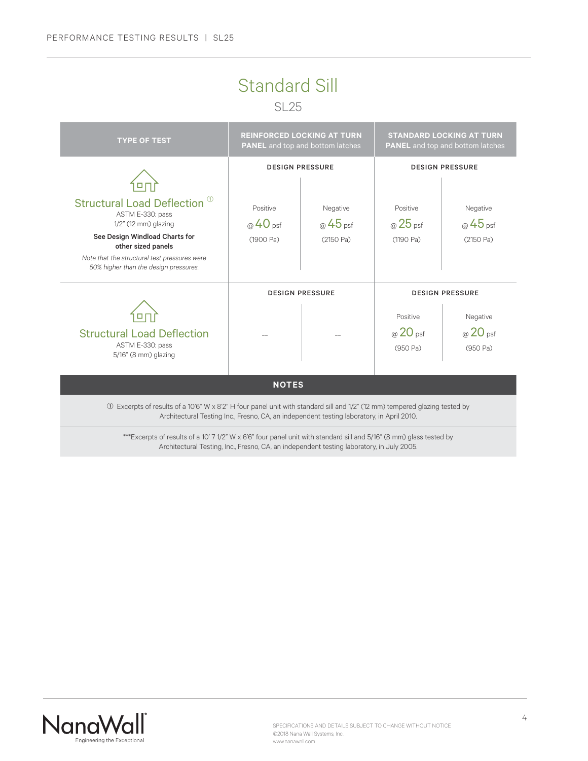# Standard Sill

## SL25

| TYPE OF TEST | REINFORCED LOCKING AT TURN **PANEL** and top and bottom latches | | STANDARD LOCKING AT TURN **PANEL** and top and bottom latches | |
|---|---|---|---|---|
| | DESIGN PRESSURE | | DESIGN PRESSURE | |
| **Structural Load Deflection** ① ASTM E-330: pass 1/2" (12 mm) glazing **See Design Windload Charts for other sized panels** *Note that the structural test pressures were 50% higher than the design pressures.* | Positive @ 40 psf (1900 Pa) | Negative @ 45 psf (2150 Pa) | Positive @ 25 psf (1190 Pa) | Negative @ 45 psf (2150 Pa) |
| | DESIGN PRESSURE | | DESIGN PRESSURE | |
| **Structural Load Deflection** ASTM E-330: pass 5/16" (8 mm) glazing | -- | -- | Positive @ 20 psf (950 Pa) | Negative @ 20 psf (950 Pa) |

**NOTES**

① Excerpts of results of a 10'6" W x 8'2" H four panel unit with standard sill and 1/2" (12 mm) tempered glazing tested by Architectural Testing Inc., Fresno, CA, an independent testing laboratory, in April 2010.

***Excerpts of results of a 10' 7 1/2" W x 6'6" four panel unit with standard sill and 5/16" (8 mm) glass tested by Architectural Testing, Inc., Fresno, CA, an independent testing laboratory, in July 2005.

SPECIFICATIONS AND DETAILS SUBJECT TO CHANGE WITHOUT NOTICE
©2018 Nana Wall Systems, Inc.
www.nanawall.com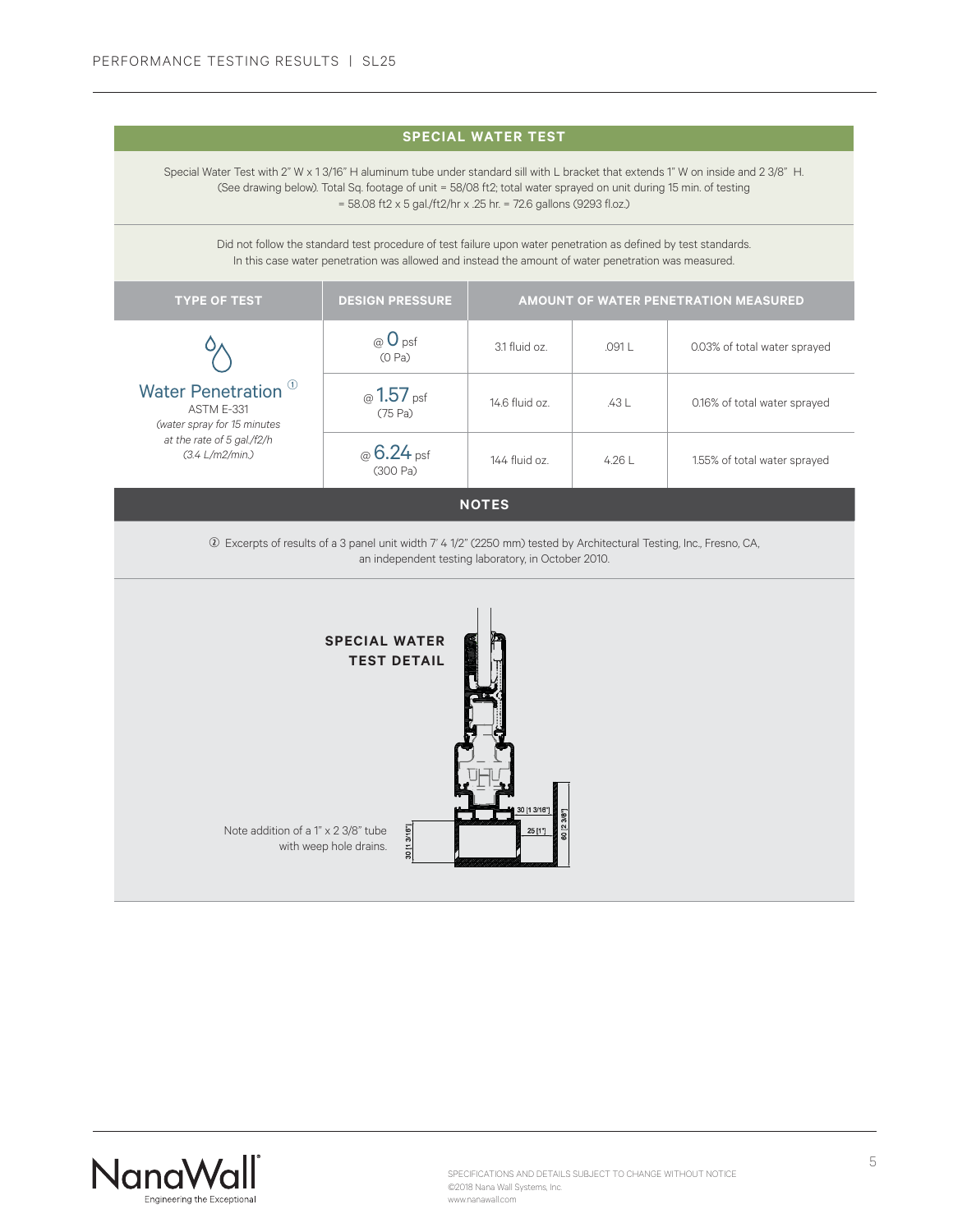## SPECIAL WATER TEST

Special Water Test with 2" W x 1 3/16" H aluminum tube under standard sill with L bracket that extends 1" W on inside and 2 3/8" H. (See drawing below). Total Sq. footage of unit = 58/08 ft2; total water sprayed on unit during 15 min. of testing = 58.08 ft2 x 5 gal./ft2/hr x .25 hr. = 72.6 gallons (9293 fl.oz.)

Did not follow the standard test procedure of test failure upon water penetration as defined by test standards. In this case water penetration was allowed and instead the amount of water penetration was measured.

| TYPE OF TEST | DESIGN PRESSURE | AMOUNT OF WATER PENETRATION MEASURED | | |
|---|---|---|---|---|
| Water Penetration ① ASTM E-331 *(water spray for 15 minutes at the rate of 5 gal./f2/h (3.4 L/m2/min.)* | @ 0 psf (0 Pa) | 3.1 fluid oz. | .091 L | 0.03% of total water sprayed |
| | @ 1.57 psf (75 Pa) | 14.6 fluid oz. | .43 L | 0.16% of total water sprayed |
| | @ 6.24 psf (300 Pa) | 144 fluid oz. | 4.26 L | 1.55% of total water sprayed |

## NOTES

① Excerpts of results of a 3 panel unit width 7' 4 1/2" (2250 mm) tested by Architectural Testing, Inc., Fresno, CA, an independent testing laboratory, in October 2010.

**SPECIAL WATER TEST DETAIL**

Note addition of a 1" x 2 3/8" tube with weep hole drains.

30 [1 3/16"]

25 [1"]

60 [2 3/8"]

30 [1 3/16"]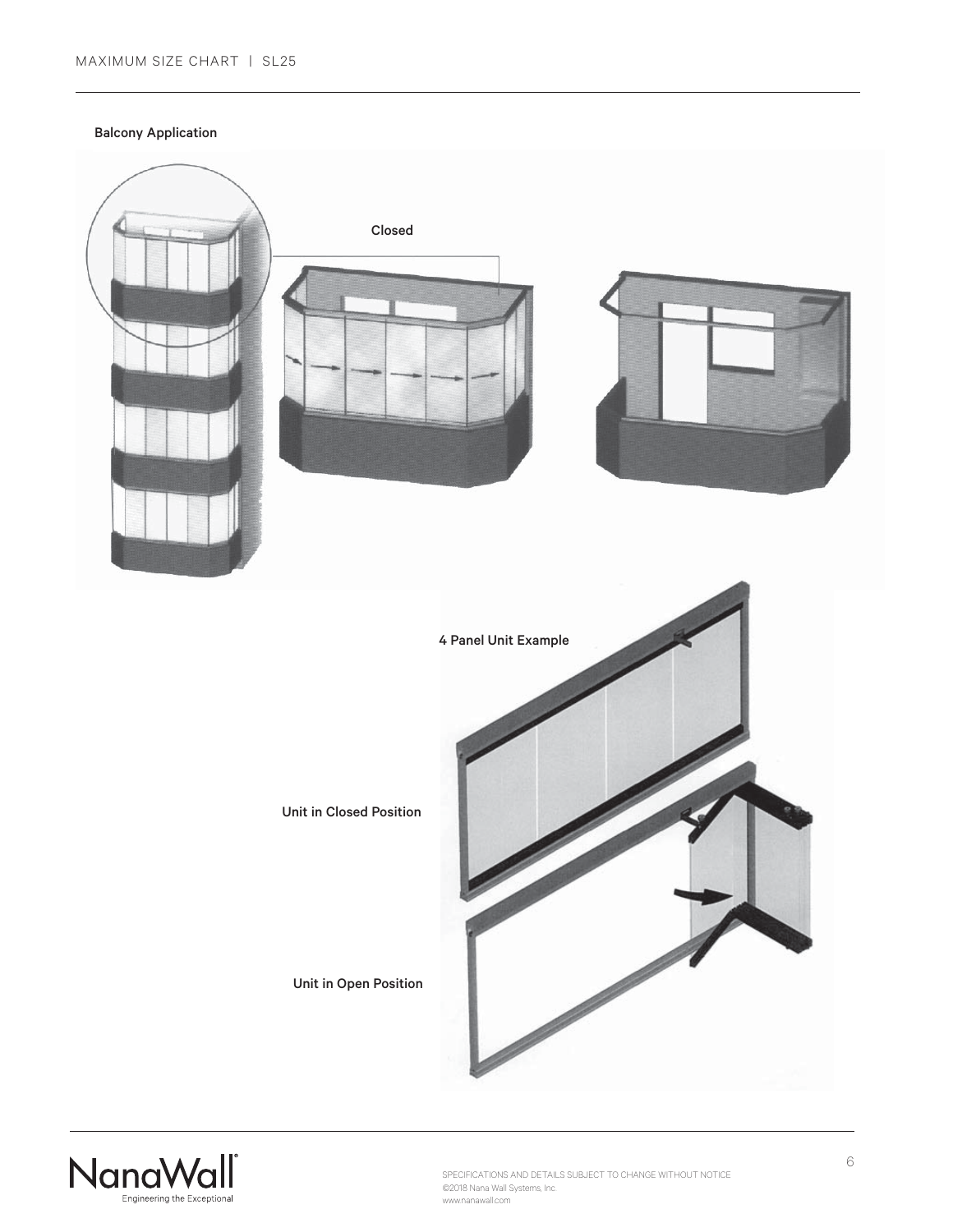Balcony Application

Closed

4 Panel Unit Example

Unit in Closed Position

Unit in Open Position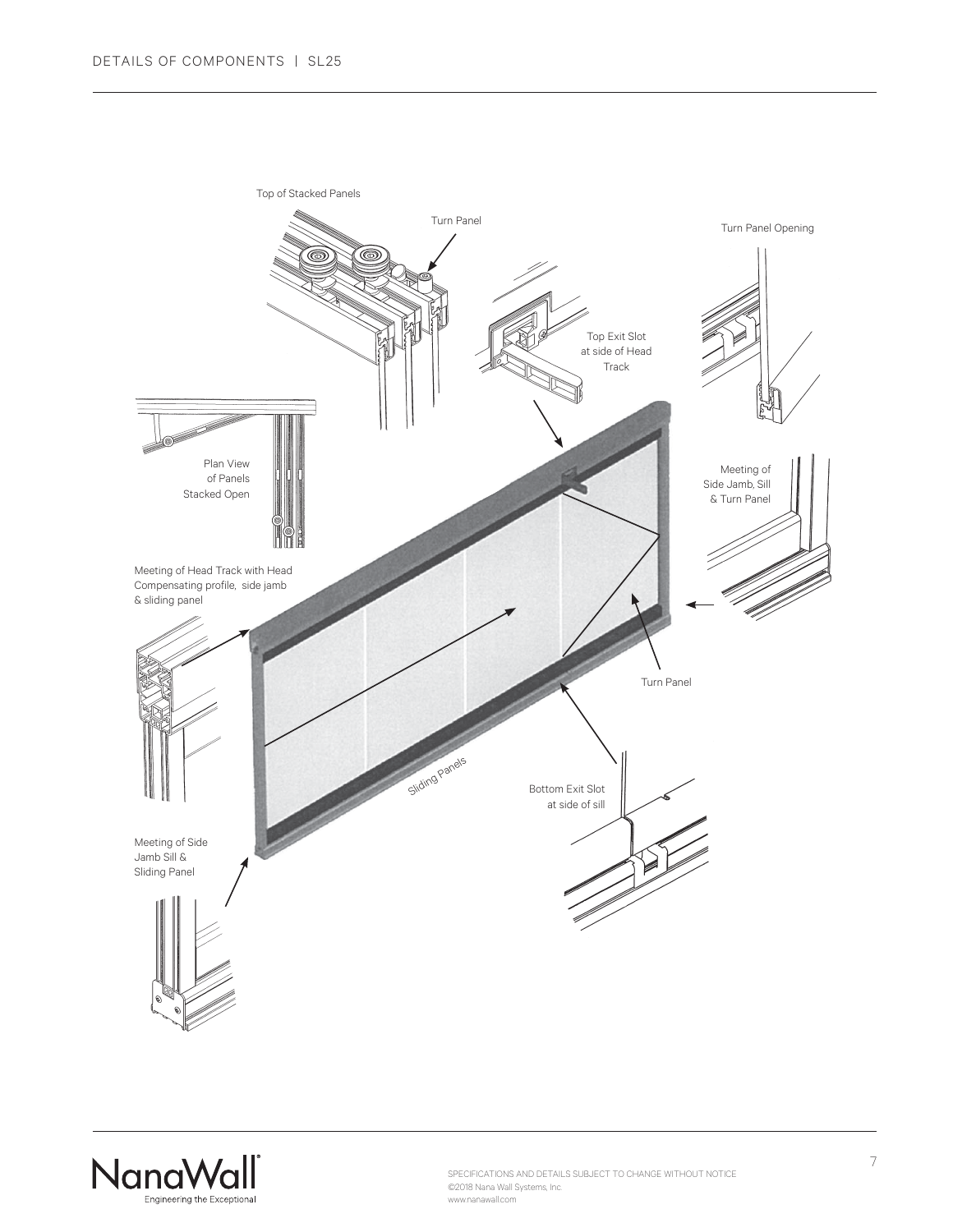Top of Stacked Panels

Turn Panel

Turn Panel Opening

Top Exit Slot at side of Head Track

Plan View of Panels Stacked Open

Meeting of Side Jamb, Sill & Turn Panel

Meeting of Head Track with Head Compensating profile, side jamb & sliding panel

Turn Panel

Sliding Panels

Bottom Exit Slot at side of sill

Meeting of Side Jamb Sill & Sliding Panel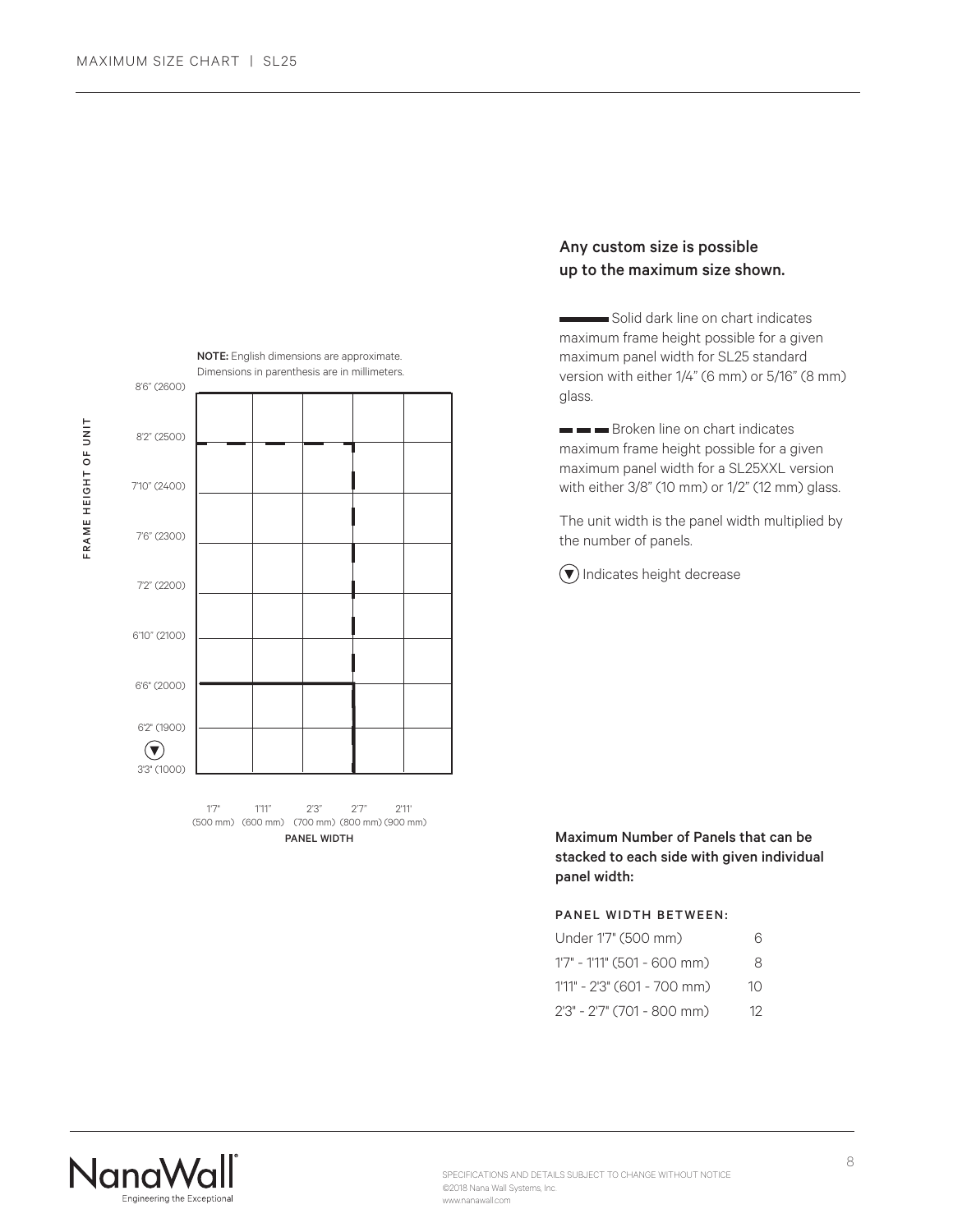# MAXIMUM SIZE CHART | SL25

**NOTE:** English dimensions are approximate. Dimensions in parenthesis are in millimeters.

FRAME HEIGHT OF UNIT

8'6" (2600)
8'2" (2500)
7'10" (2400)
7'6" (2300)
7'2" (2200)
6'10" (2100)
6'6" (2000)
6'2" (1900)
▼
3'3" (1000)

1'7" (500 mm) 1'11" (600 mm) 2'3" (700 mm) 2'7" (800 mm) 2'11' (900 mm)

PANEL WIDTH

**Any custom size is possible up to the maximum size shown.**

▬▬ Solid dark line on chart indicates maximum frame height possible for a given maximum panel width for SL25 standard version with either 1/4" (6 mm) or 5/16" (8 mm) glass.

▬ ▬ ▬ Broken line on chart indicates maximum frame height possible for a given maximum panel width for a SL25XXL version with either 3/8" (10 mm) or 1/2" (12 mm) glass.

The unit width is the panel width multiplied by the number of panels.

▼ Indicates height decrease

**Maximum Number of Panels that can be stacked to each side with given individual panel width:**

| PANEL WIDTH BETWEEN: | |
|---|---|
| Under 1'7" (500 mm) | 6 |
| 1'7" - 1'11" (501 - 600 mm) | 8 |
| 1'11" - 2'3" (601 - 700 mm) | 10 |
| 2'3" - 2'7" (701 - 800 mm) | 12 |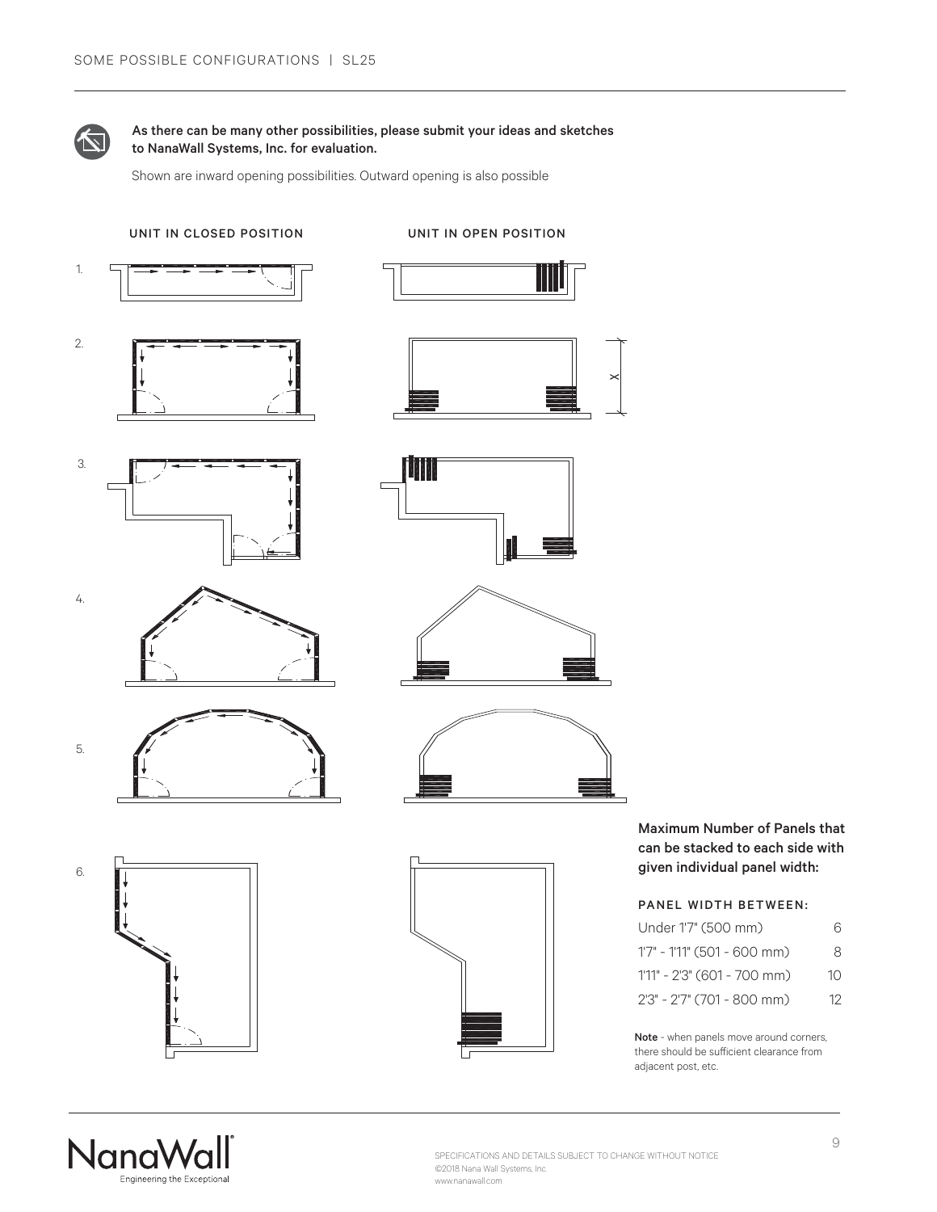As there can be many other possibilities, please submit your ideas and sketches to NanaWall Systems, Inc. for evaluation.

Shown are inward opening possibilities. Outward opening is also possible

UNIT IN CLOSED POSITION

UNIT IN OPEN POSITION

1.

2.

3.

4.

5.

6.

X

**Maximum Number of Panels that can be stacked to each side with given individual panel width:**

| PANEL WIDTH BETWEEN: | |
|---|---|
| Under 1'7" (500 mm) | 6 |
| 1'7" - 1'11" (501 - 600 mm) | 8 |
| 1'11" - 2'3" (601 - 700 mm) | 10 |
| 2'3" - 2'7" (701 - 800 mm) | 12 |

**Note** - when panels move around corners, there should be sufficient clearance from adjacent post, etc.

SPECIFICATIONS AND DETAILS SUBJECT TO CHANGE WITHOUT NOTICE
©2018 Nana Wall Systems, Inc.
www.nanawall.com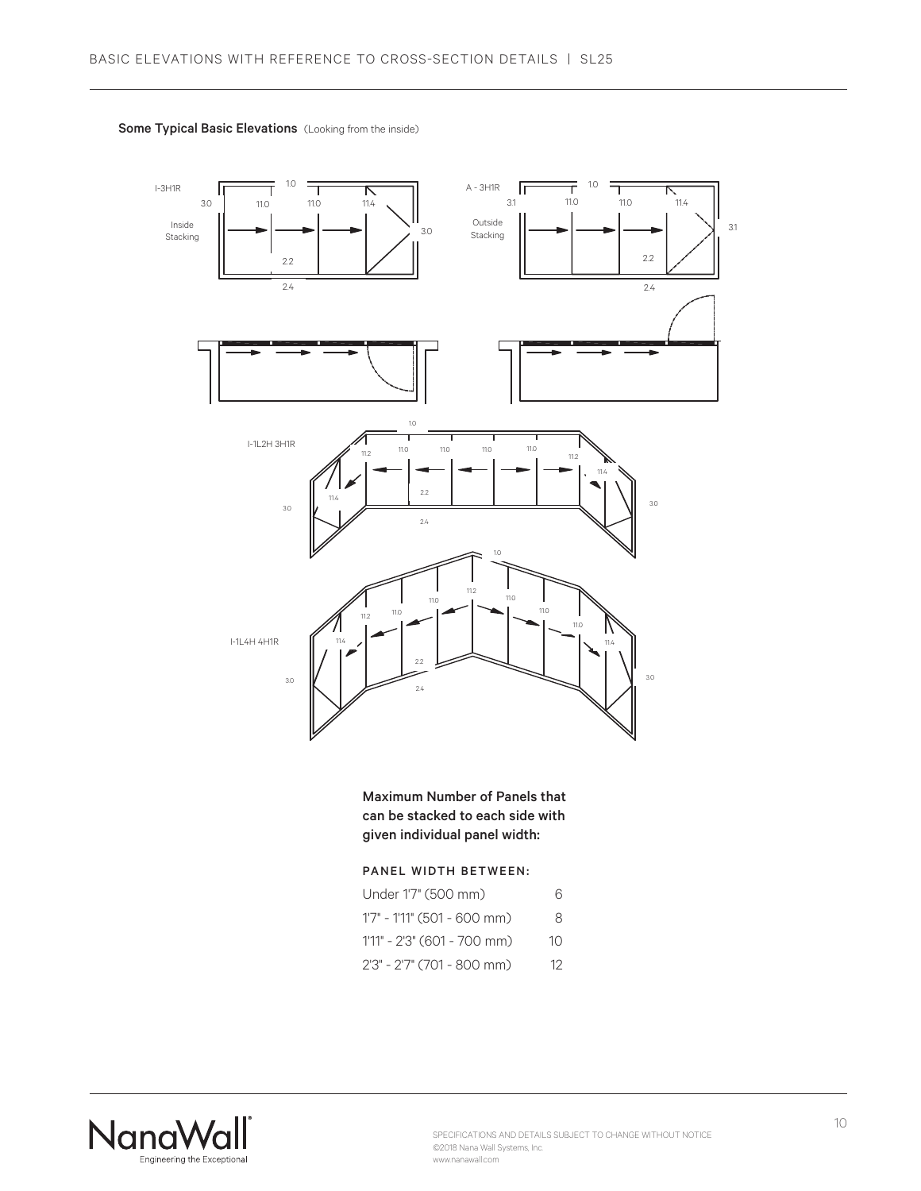**Some Typical Basic Elevations** (Looking from the inside)

I-3H1R

Inside Stacking

A - 3H1R

Outside Stacking

I-1L2H 3H1R

I-1L4H 4H1R

**Maximum Number of Panels that can be stacked to each side with given individual panel width:**

| PANEL WIDTH BETWEEN: | |
|---|---|
| Under 1'7" (500 mm) | 6 |
| 1'7" - 1'11" (501 - 600 mm) | 8 |
| 1'11" - 2'3" (601 - 700 mm) | 10 |
| 2'3" - 2'7" (701 - 800 mm) | 12 |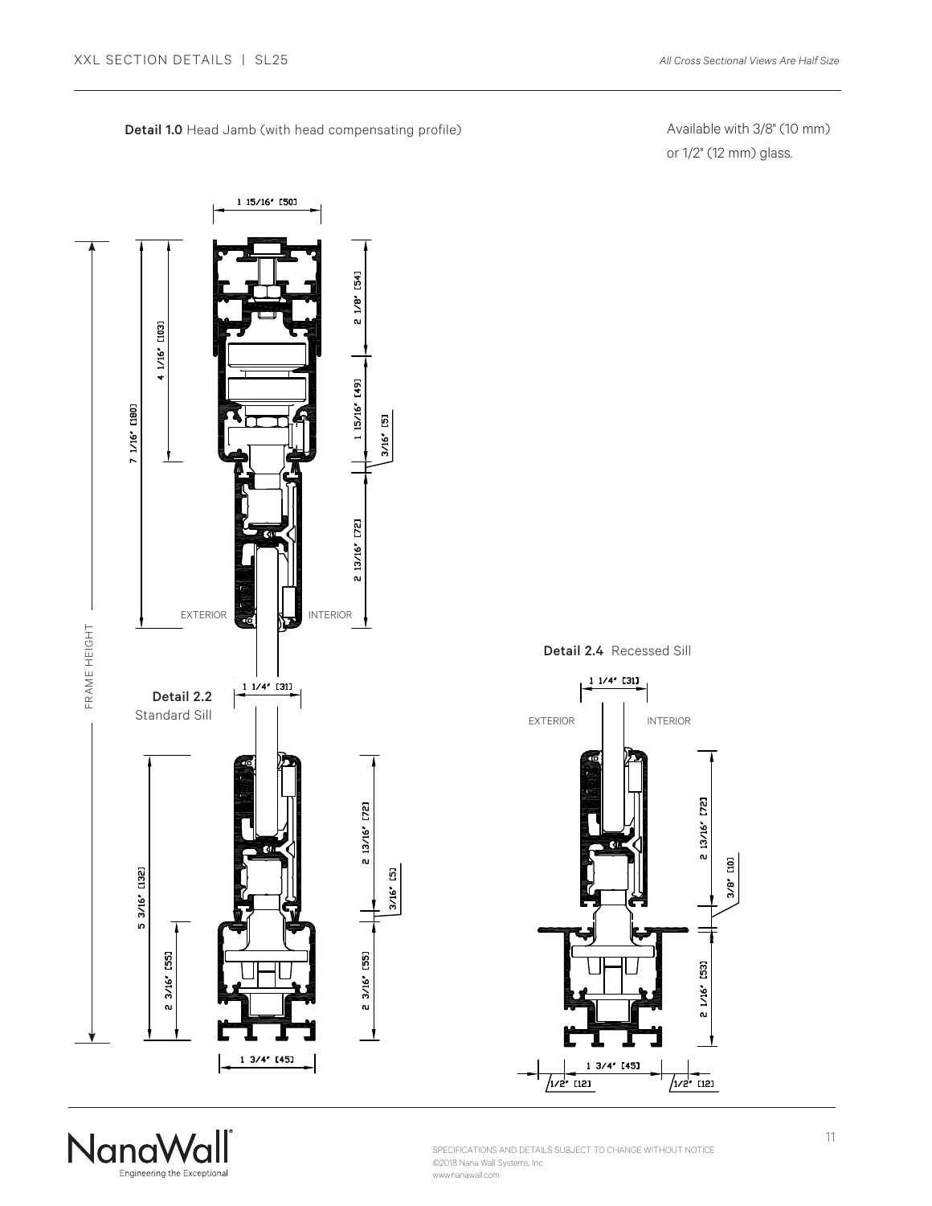**Detail 1.0** Head Jamb (with head compensating profile)

Available with 3/8" (10 mm) or 1/2" (12 mm) glass.

1 15/16" [50]

7 1/16" [180]

4 1/16" [103]

2 1/8" [54]

1 15/16" [49]

3/16" [5]

2 13/16" [72]

EXTERIOR

INTERIOR

FRAME HEIGHT

1 1/4" [31]

**Detail 2.2** Standard Sill

5 3/16" [132]

2 3/16" [55]

2 13/16" [72]

3/16" [5]

2 3/16" [55]

1 3/4" [45]

**Detail 2.4** Recessed Sill

1 1/4" [31]

EXTERIOR

INTERIOR

2 13/16" [72]

3/8" [10]

2 1/16" [53]

1 3/4" [45]

1/2" [12]

1/2" [12]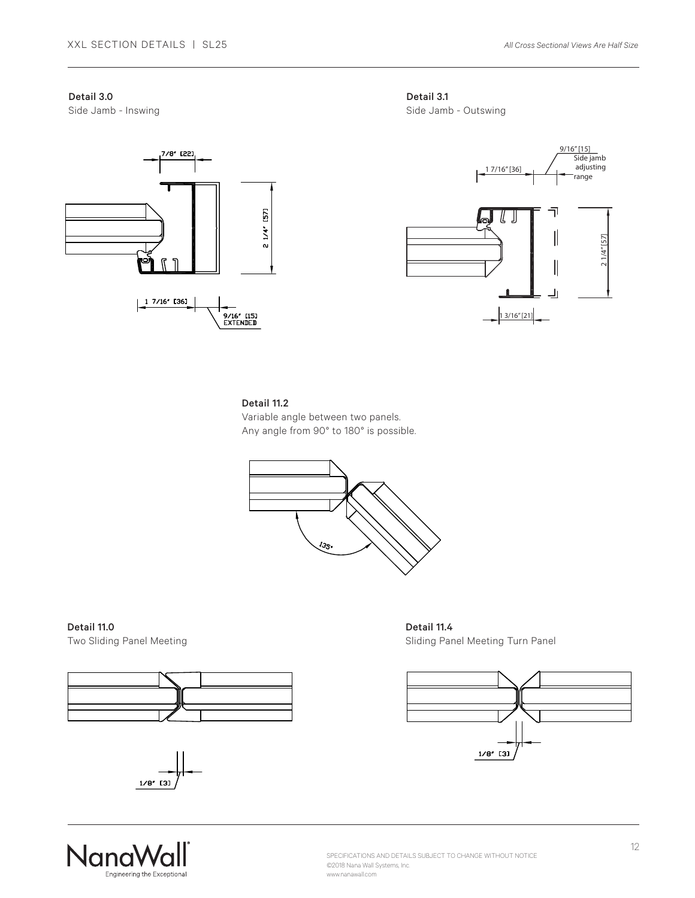XXL SECTION DETAILS | SL25

*All Cross Sectional Views Are Half Size*

**Detail 3.0**
Side Jamb - Inswing

7/8" [22]

2 1/4" [57]

1 7/16" [36]

9/16" [15]
EXTENDED

**Detail 3.1**
Side Jamb - Outswing

9/16" [15]
Side jamb adjusting range

1 7/16" [36]

2 1/4" [57]

1 3/16" [21]

**Detail 11.2**
Variable angle between two panels.
Any angle from 90° to 180° is possible.

135°

**Detail 11.0**
Two Sliding Panel Meeting

1/8" [3]

**Detail 11.4**
Sliding Panel Meeting Turn Panel

1/8" [3]

SPECIFICATIONS AND DETAILS SUBJECT TO CHANGE WITHOUT NOTICE
©2018 Nana Wall Systems, Inc.
www.nanawall.com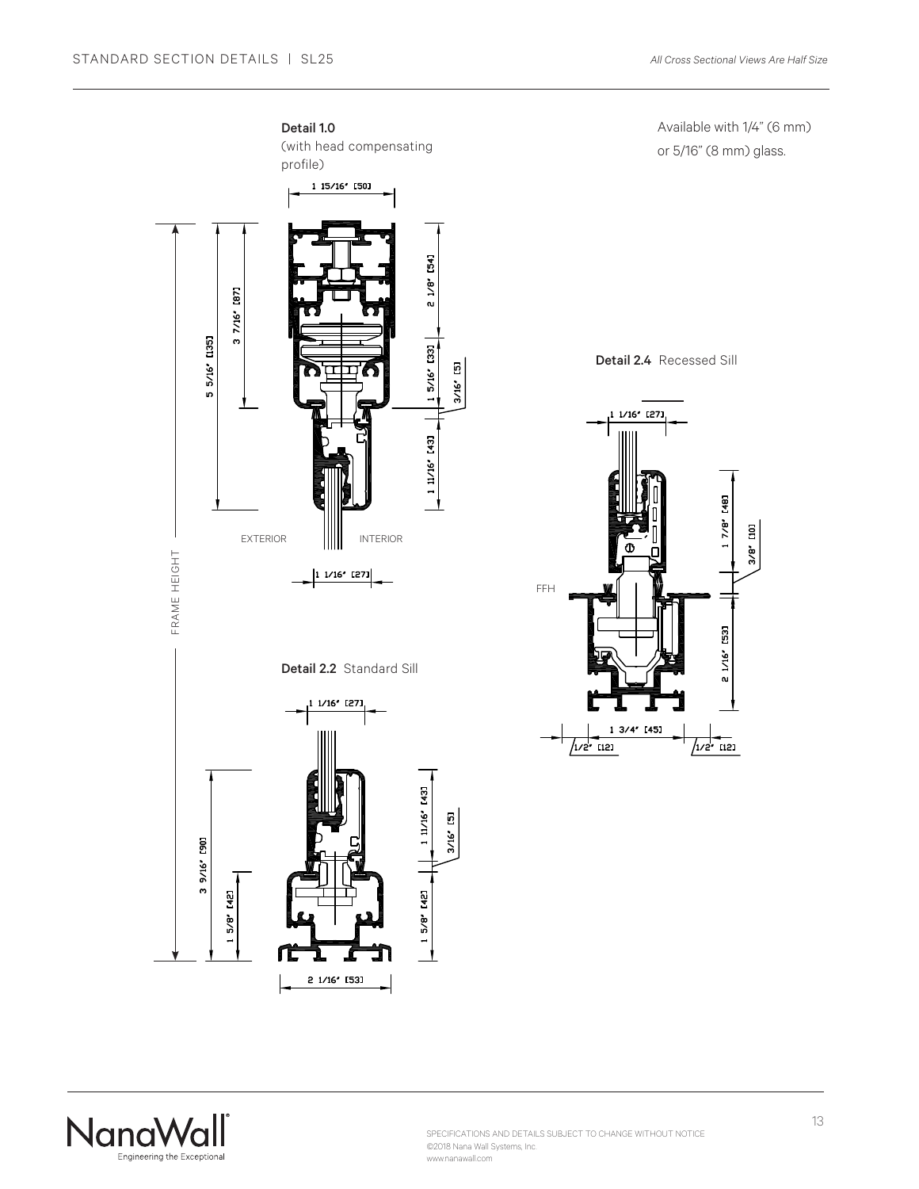**Detail 1.0**
(with head compensating profile)

1 15/16" [50]

2 1/8" [54]

1 5/16" [33]

3/16" [5]

1 11/16" [43]

3 7/16" [87]

5 5/16" [135]

EXTERIOR

INTERIOR

1 1/16" [27]

FRAME HEIGHT

Available with 1/4" (6 mm) or 5/16" (8 mm) glass.

**Detail 2.4** Recessed Sill

1 1/16" [27]

1 7/8" [48]

3/8" [10]

FFH

2 1/16" [53]

1 3/4" [45]

1/2" [12]

1/2" [12]

**Detail 2.2** Standard Sill

1 1/16" [27]

1 11/16" [43]

3/16" [5]

3 9/16" [90]

1 5/8" [42]

1 5/8" [42]

2 1/16" [53]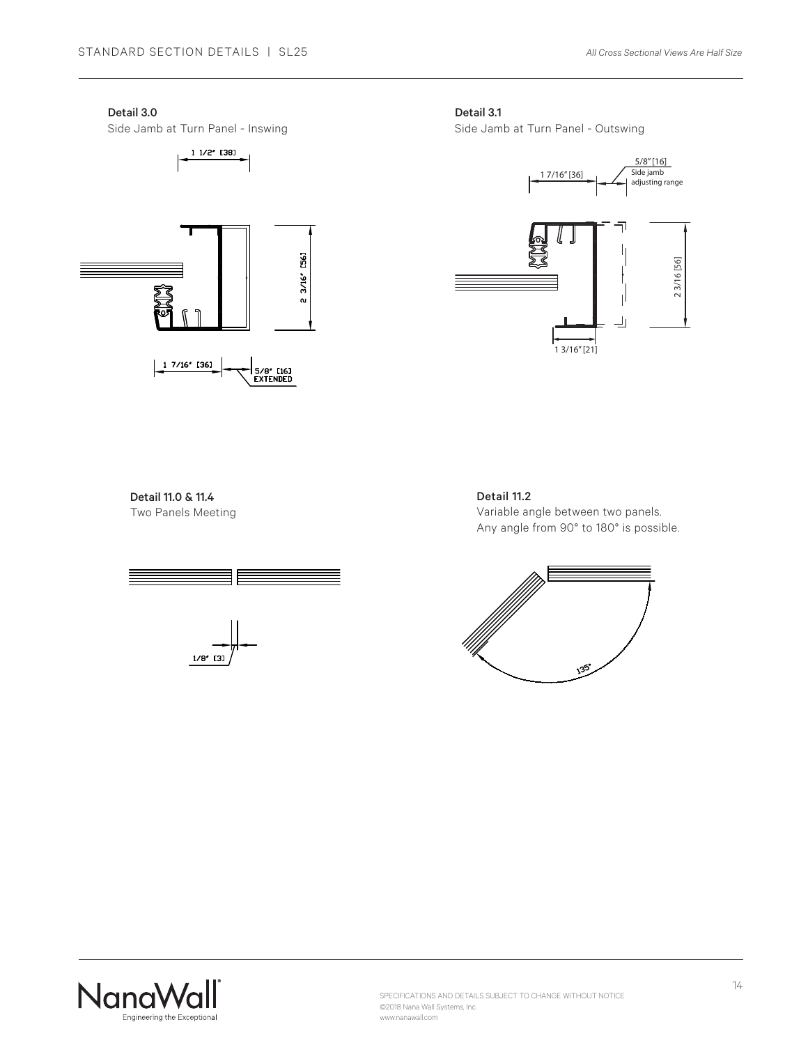*All Cross Sectional Views Are Half Size*

**Detail 3.0**
Side Jamb at Turn Panel - Inswing

1 1/2" [38]

2 3/16" [56]

1 7/16" [36]

5/8" [16] EXTENDED

**Detail 3.1**
Side Jamb at Turn Panel - Outswing

1 7/16" [36]

5/8" [16] Side jamb adjusting range

2 3/16 [56]

1 3/16" [21]

**Detail 11.0 & 11.4**
Two Panels Meeting

1/8" [3]

**Detail 11.2**
Variable angle between two panels.
Any angle from 90° to 180° is possible.

135°

SPECIFICATIONS AND DETAILS SUBJECT TO CHANGE WITHOUT NOTICE
©2018 Nana Wall Systems, Inc.
www.nanawall.com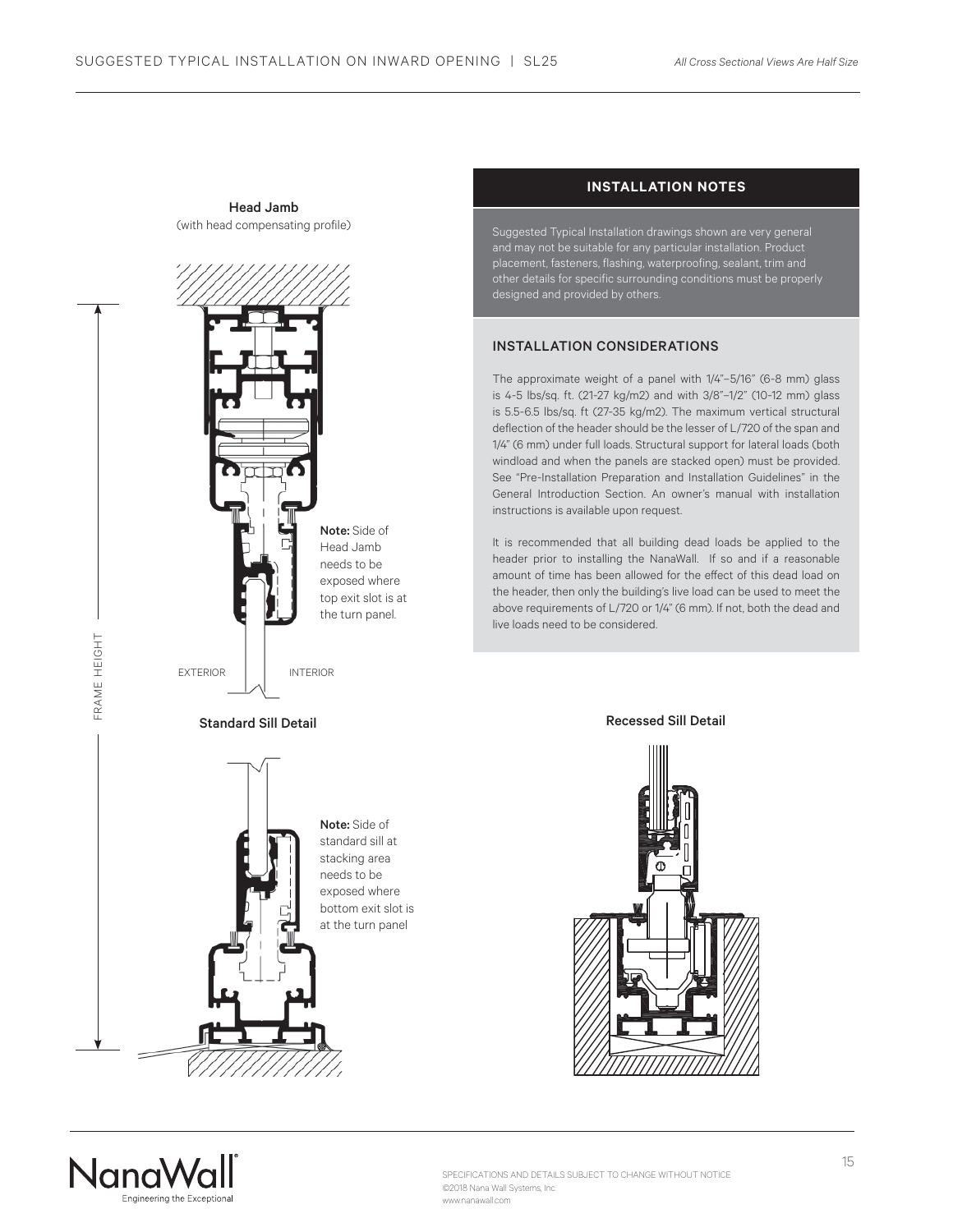## Head Jamb

(with head compensating profile)

**Note:** Side of Head Jamb needs to be exposed where top exit slot is at the turn panel.

EXTERIOR INTERIOR

FRAME HEIGHT

## Standard Sill Detail

**Note:** Side of standard sill at stacking area needs to be exposed where bottom exit slot is at the turn panel

## INSTALLATION NOTES

Suggested Typical Installation drawings shown are very general and may not be suitable for any particular installation. Product placement, fasteners, flashing, waterproofing, sealant, trim and other details for specific surrounding conditions must be properly designed and provided by others.

### INSTALLATION CONSIDERATIONS

The approximate weight of a panel with 1/4"–5/16" (6-8 mm) glass is 4-5 lbs/sq. ft. (21-27 kg/m2) and with 3/8"–1/2" (10-12 mm) glass is 5.5-6.5 lbs/sq. ft (27-35 kg/m2). The maximum vertical structural deflection of the header should be the lesser of L/720 of the span and 1/4" (6 mm) under full loads. Structural support for lateral loads (both windload and when the panels are stacked open) must be provided. See "Pre-Installation Preparation and Installation Guidelines" in the General Introduction Section. An owner's manual with installation instructions is available upon request.

It is recommended that all building dead loads be applied to the header prior to installing the NanaWall. If so and if a reasonable amount of time has been allowed for the effect of this dead load on the header, then only the building's live load can be used to meet the above requirements of L/720 or 1/4" (6 mm). If not, both the dead and live loads need to be considered.

## Recessed Sill Detail

SPECIFICATIONS AND DETAILS SUBJECT TO CHANGE WITHOUT NOTICE
©2018 Nana Wall Systems, Inc.
www.nanawall.com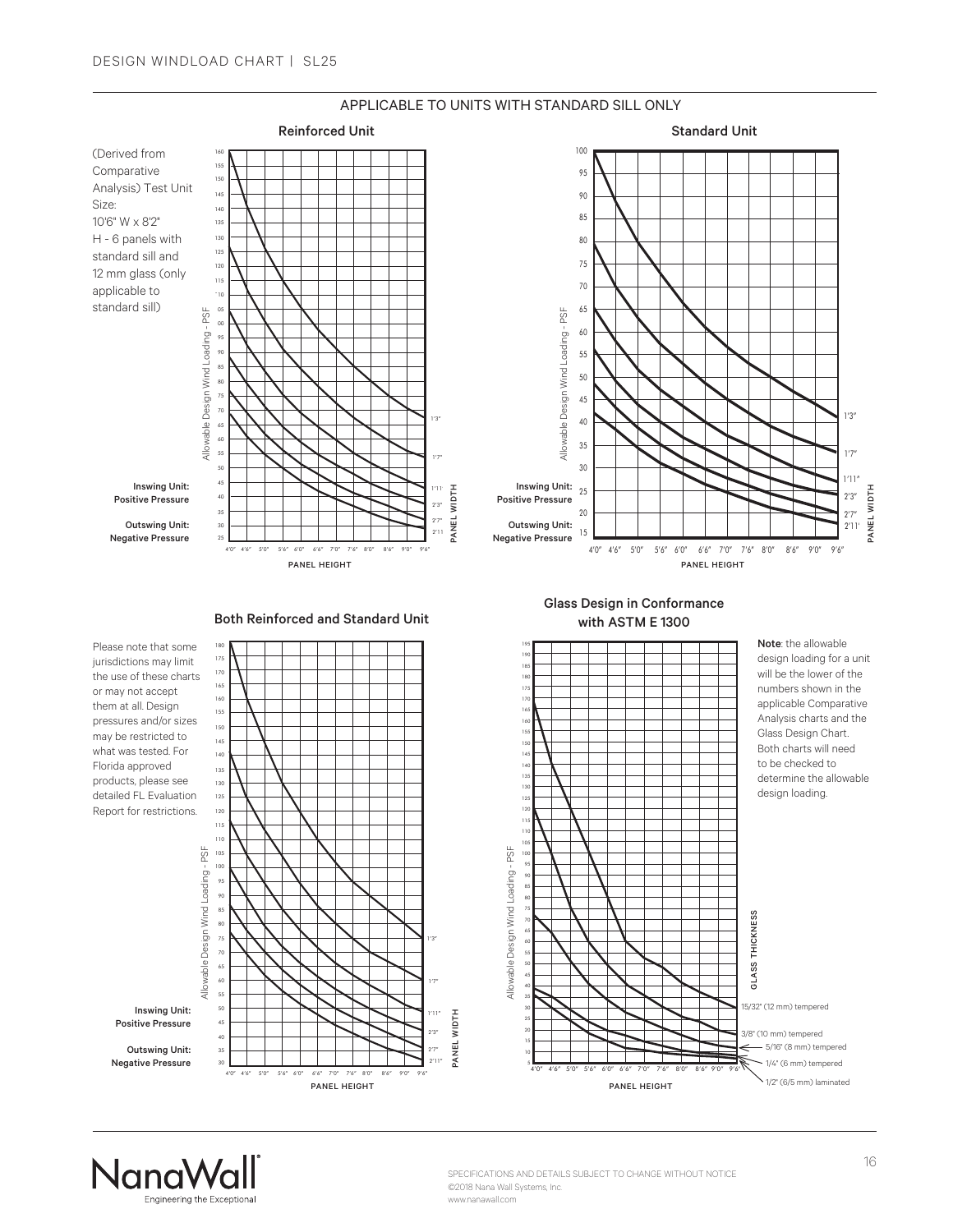DESIGN WINDLOAD CHART | SL25

APPLICABLE TO UNITS WITH STANDARD SILL ONLY

## Reinforced Unit

(Derived from Comparative Analysis) Test Unit Size: 10'6" W x 8'2" H - 6 panels with standard sill and 12 mm glass (only applicable to standard sill)

Allowable Design Wind Loading - PSF

160 155 150 145 140 135 130 125 120 115 110 105 100 95 90 85 80 75 70 65 60 55 50 45 40 35 30 25

4'0" 4'6" 5'0" 5'6" 6'0" 6'6" 7'0" 7'6" 8'0" 8'6" 9'0" 9'6"

PANEL HEIGHT

PANEL WIDTH

1'3" 1'7" 1'11" 2'3" 2'7" 2'11"

Inswing Unit: Positive Pressure

Outswing Unit: Negative Pressure

## Standard Unit

Allowable Design Wind Loading - PSF

100 95 90 85 80 75 70 65 60 55 50 45 40 35 30 25 20 15

4'0" 4'6" 5'0" 5'6" 6'0" 6'6" 7'0" 7'6" 8'0" 8'6" 9'0" 9'6"

PANEL HEIGHT

PANEL WIDTH

1'3" 1'7" 1'11" 2'3" 2'7" 2'11"

Inswing Unit: Positive Pressure

Outswing Unit: Negative Pressure

## Both Reinforced and Standard Unit

Please note that some jurisdictions may limit the use of these charts or may not accept them at all. Design pressures and/or sizes may be restricted to what was tested. For Florida approved products, please see detailed FL Evaluation Report for restrictions.

Allowable Design Wind Loading - PSF

180 175 170 165 160 155 150 145 140 135 130 125 120 115 110 105 100 95 90 85 80 75 70 65 60 55 50 45 40 35 30

4'0" 4'6" 5'0" 5'6" 6'0" 6'6" 7'0" 7'6" 8'0" 8'6" 9'0" 9'6"

PANEL HEIGHT

PANEL WIDTH

1'3" 1'7" 1'11" 2'3" 2'7" 2'11"

Inswing Unit: Positive Pressure

Outswing Unit: Negative Pressure

## Glass Design in Conformance with ASTM E 1300

Allowable Design Wind Loading - PSF

195 190 185 180 175 170 165 160 155 150 145 140 135 130 125 120 115 110 105 100 95 90 85 80 75 70 65 60 55 50 45 40 35 30 25 20 15 10 5

4'0" 4'6" 5'0" 5'6" 6'0" 6'6" 7'0" 7'6" 8'0" 8'6" 9'0" 9'6"

PANEL HEIGHT

GLASS THICKNESS

15/32" (12 mm) tempered

3/8" (10 mm) tempered

5/16" (8 mm) tempered

1/4" (6 mm) tempered

1/2" (6/5 mm) laminated

**Note**: the allowable design loading for a unit will be the lower of the numbers shown in the applicable Comparative Analysis charts and the Glass Design Chart. Both charts will need to be checked to determine the allowable design loading.

NanaWall® Engineering the Exceptional

SPECIFICATIONS AND DETAILS SUBJECT TO CHANGE WITHOUT NOTICE
©2018 Nana Wall Systems, Inc.
www.nanawall.com